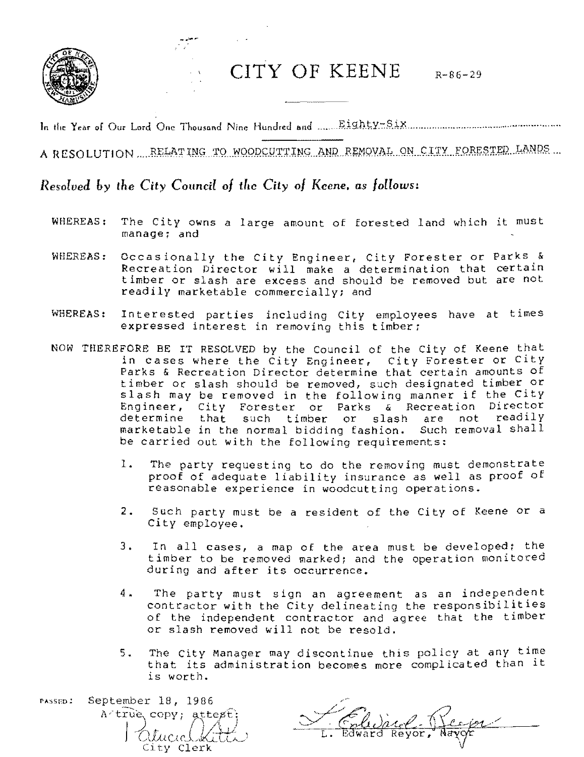# CITY OF KEENE

R-86-29

In the Year of Our Lord One Thousand Nine Hundred and Eighty-Six

A RESOLUTION RELATING TO WOODCUTTING AND REMOVAL ON CITY FORESTED LANDS

*Resolved by the City Council of the City of Keene, as follows:*

WHEREAS: The City owns a large amount of forested land which it must manage; and

WHEREAS: Occasionally the City Engineer, City Forester or Parks & Recreation Director will make a determination that certain timber or slash are excess and should be removed but are not readily marketable commercially; and

WHEREAS: Interested parties including City employees have at times expressed interest in removing this timber;

NOW THEREFORE BE IT RESOLVED by the Council of the City of Keene that in cases where the City Engineer, City Forester or City Parks & Recreation Director determine that certain amounts of timber or slash should be removed, such designated timber or slash may be removed in the following manner if the City Engineer, City Forester or Parks & Recreation Director determine that such timber or slash are not readily marketable in the normal bidding fashion. Such removal shall be carried out with the following requirements:

1. The party requesting to do the removing must demonstrate proof of adequate liability insurance as well as proof of reasonable experience in woodcutting operations.

2. Such party must be a resident of the City of Keene or a City employee.

3. In all cases, a map of the area must be developed; the timber to be removed marked; and the operation monitored during and after its occurrence.

4. The party must sign an agreement as an independent contractor with the City delineating the responsibilities of the independent contractor and agree that the timber or slash removed will not be resold.

5. The City Manager may discontinue this policy at any time that its administration becomes more complicated than it is worth.

PASSED: September 18, 1986

A true copy; attest:

Patricia Little
City Clerk

L. Edward Reyor
L. Edward Reyor, Mayor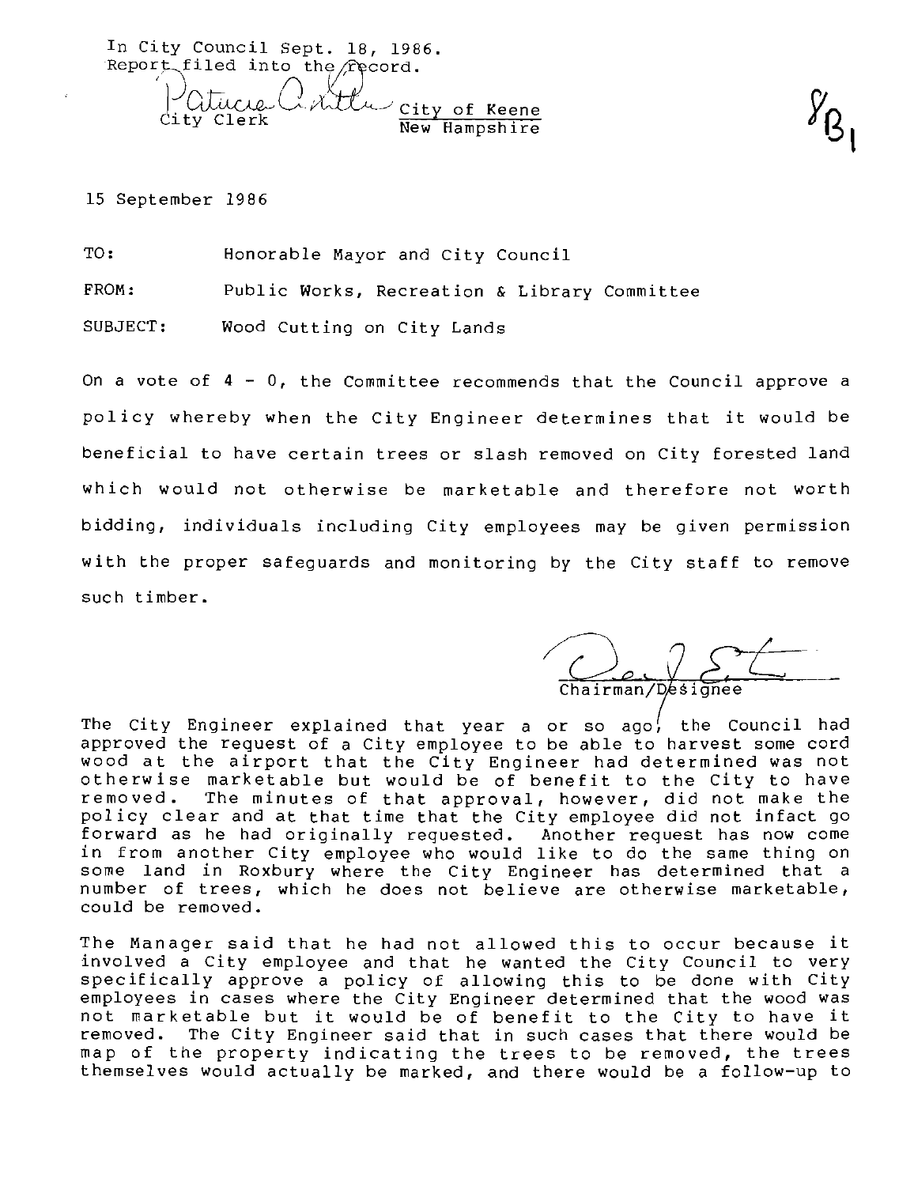In City Council Sept. 18, 1986.
Report filed into the record.

Patricia A. Little
City Clerk

City of Keene
New Hampshire

8B1

15 September 1986

TO: Honorable Mayor and City Council

FROM: Public Works, Recreation & Library Committee

SUBJECT: Wood Cutting on City Lands

On a vote of 4 - 0, the Committee recommends that the Council approve a policy whereby when the City Engineer determines that it would be beneficial to have certain trees or slash removed on City forested land which would not otherwise be marketable and therefore not worth bidding, individuals including City employees may be given permission with the proper safeguards and monitoring by the City staff to remove such timber.

Chairman/Designee

The City Engineer explained that year a or so ago, the Council had approved the request of a City employee to be able to harvest some cord wood at the airport that the City Engineer had determined was not otherwise marketable but would be of benefit to the City to have removed. The minutes of that approval, however, did not make the policy clear and at that time that the City employee did not infact go forward as he had originally requested. Another request has now come in from another City employee who would like to do the same thing on some land in Roxbury where the City Engineer has determined that a number of trees, which he does not believe are otherwise marketable, could be removed.

The Manager said that he had not allowed this to occur because it involved a City employee and that he wanted the City Council to very specifically approve a policy of allowing this to be done with City employees in cases where the City Engineer determined that the wood was not marketable but it would be of benefit to the City to have it removed. The City Engineer said that in such cases that there would be map of the property indicating the trees to be removed, the trees themselves would actually be marked, and there would be a follow-up to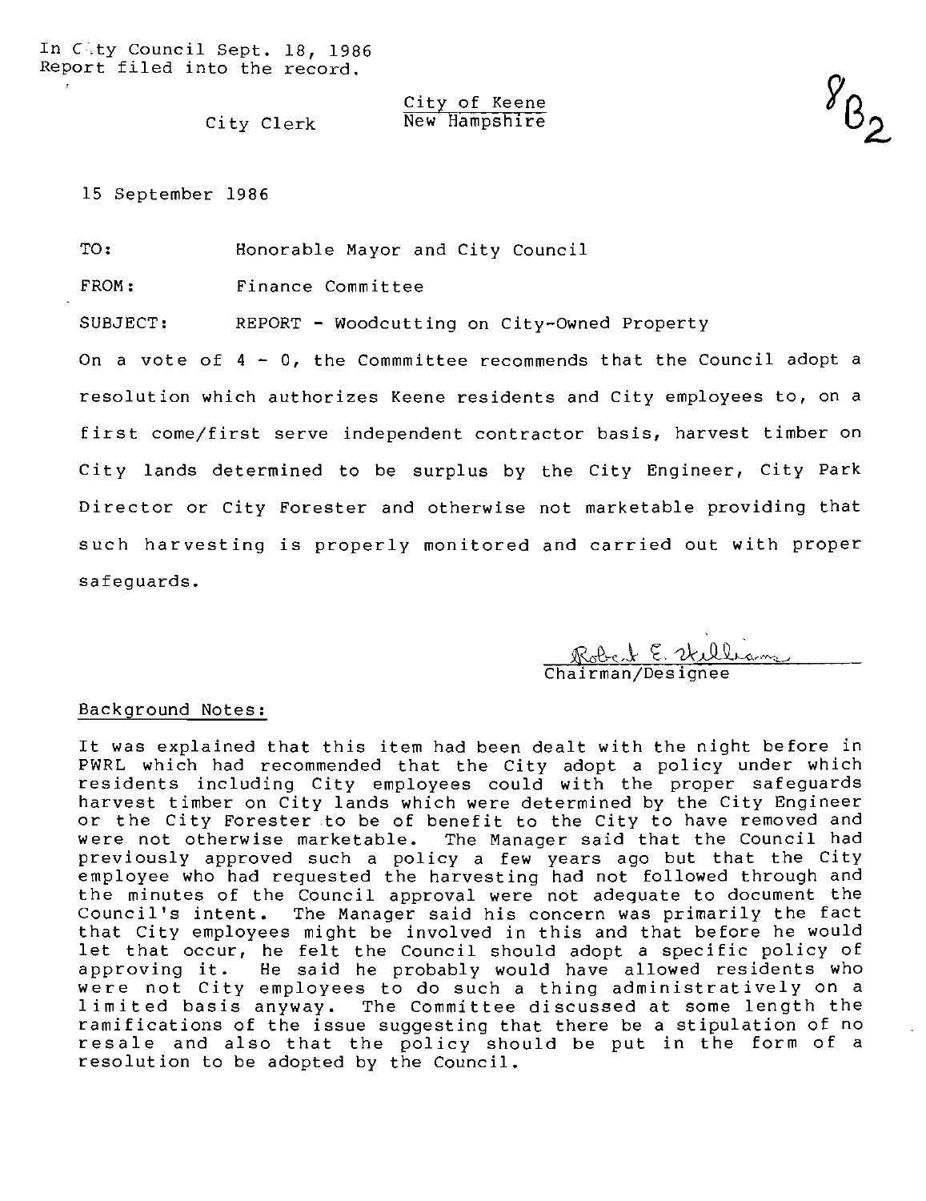In City Council Sept. 18, 1986
Report filed into the record.

City Clerk

City of Keene
New Hampshire

8B2

15 September 1986

TO: Honorable Mayor and City Council

FROM: Finance Committee

SUBJECT: REPORT - Woodcutting on City-Owned Property

On a vote of 4 - 0, the Commmittee recommends that the Council adopt a resolution which authorizes Keene residents and City employees to, on a first come/first serve independent contractor basis, harvest timber on City lands determined to be surplus by the City Engineer, City Park Director or City Forester and otherwise not marketable providing that such harvesting is properly monitored and carried out with proper safeguards.

Robert E. Williams
Chairman/Designee

Background Notes:

It was explained that this item had been dealt with the night before in PWRL which had recommended that the City adopt a policy under which residents including City employees could with the proper safeguards harvest timber on City lands which were determined by the City Engineer or the City Forester to be of benefit to the City to have removed and were not otherwise marketable. The Manager said that the Council had previously approved such a policy a few years ago but that the City employee who had requested the harvesting had not followed through and the minutes of the Council approval were not adequate to document the Council's intent. The Manager said his concern was primarily the fact that City employees might be involved in this and that before he would let that occur, he felt the Council should adopt a specific policy of approving it. He said he probably would have allowed residents who were not City employees to do such a thing administratively on a limited basis anyway. The Committee discussed at some length the ramifications of the issue suggesting that there be a stipulation of no resale and also that the policy should be put in the form of a resolution to be adopted by the Council.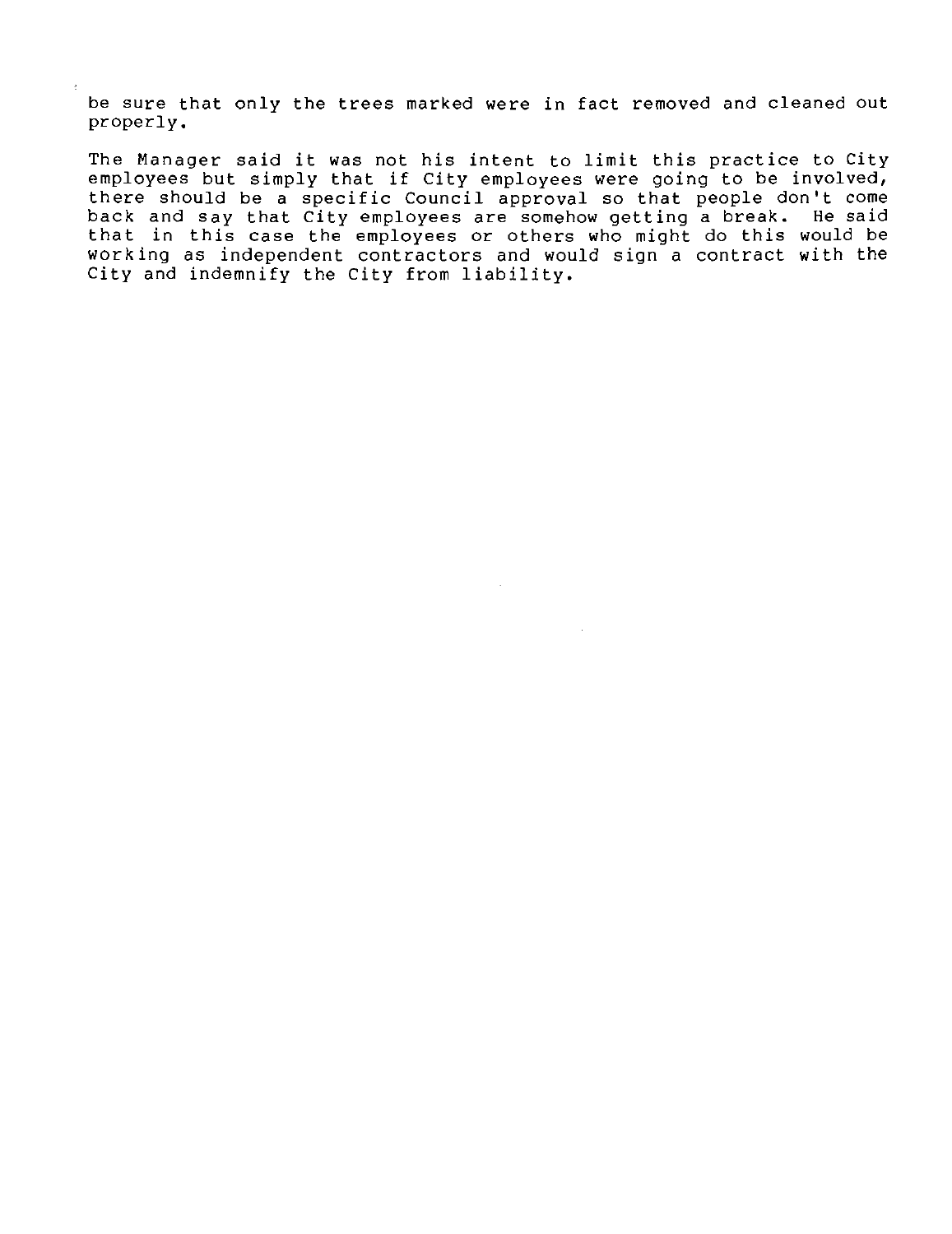be sure that only the trees marked were in fact removed and cleaned out properly.

The Manager said it was not his intent to limit this practice to City employees but simply that if City employees were going to be involved, there should be a specific Council approval so that people don't come back and say that City employees are somehow getting a break. He said that in this case the employees or others who might do this would be working as independent contractors and would sign a contract with the City and indemnify the City from liability.